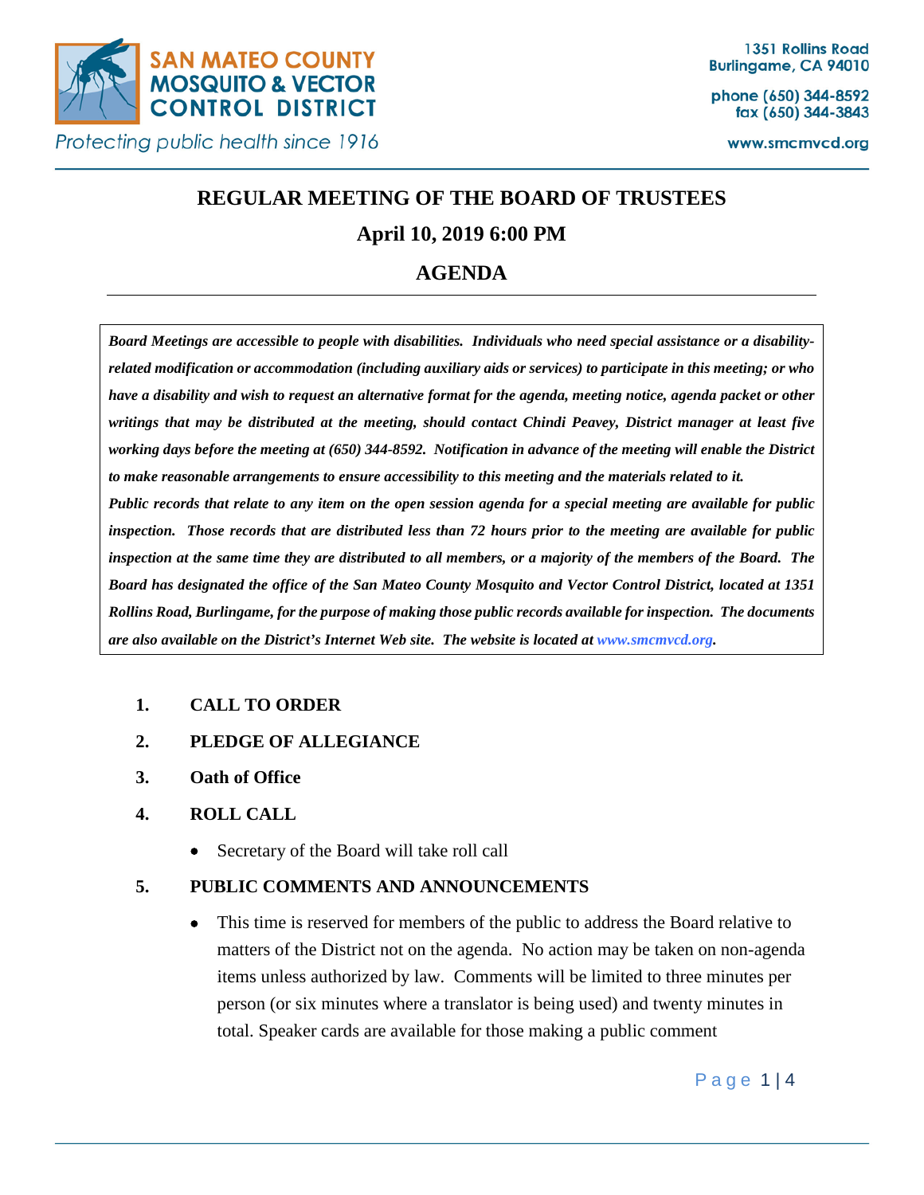SAN MATEO COUNTY MOSQUITO & VECTOR CONTROL DISTRICT

*Protecting public health since 1916*

1351 Rollins Road
Burlingame, CA 94010

phone (650) 344-8592
fax (650) 344-3843

www.smcmvcd.org

# REGULAR MEETING OF THE BOARD OF TRUSTEES

## April 10, 2019 6:00 PM

## AGENDA

***Board Meetings are accessible to people with disabilities. Individuals who need special assistance or a disability-related modification or accommodation (including auxiliary aids or services) to participate in this meeting; or who have a disability and wish to request an alternative format for the agenda, meeting notice, agenda packet or other writings that may be distributed at the meeting, should contact Chindi Peavey, District manager at least five working days before the meeting at (650) 344-8592. Notification in advance of the meeting will enable the District to make reasonable arrangements to ensure accessibility to this meeting and the materials related to it.***

***Public records that relate to any item on the open session agenda for a special meeting are available for public inspection. Those records that are distributed less than 72 hours prior to the meeting are available for public inspection at the same time they are distributed to all members, or a majority of the members of the Board. The Board has designated the office of the San Mateo County Mosquito and Vector Control District, located at 1351 Rollins Road, Burlingame, for the purpose of making those public records available for inspection. The documents are also available on the District's Internet Web site. The website is located at www.smcmvcd.org.***

1. **CALL TO ORDER**
2. **PLEDGE OF ALLEGIANCE**
3. **Oath of Office**
4. **ROLL CALL**
   - Secretary of the Board will take roll call
5. **PUBLIC COMMENTS AND ANNOUNCEMENTS**
   - This time is reserved for members of the public to address the Board relative to matters of the District not on the agenda. No action may be taken on non-agenda items unless authorized by law. Comments will be limited to three minutes per person (or six minutes where a translator is being used) and twenty minutes in total. Speaker cards are available for those making a public comment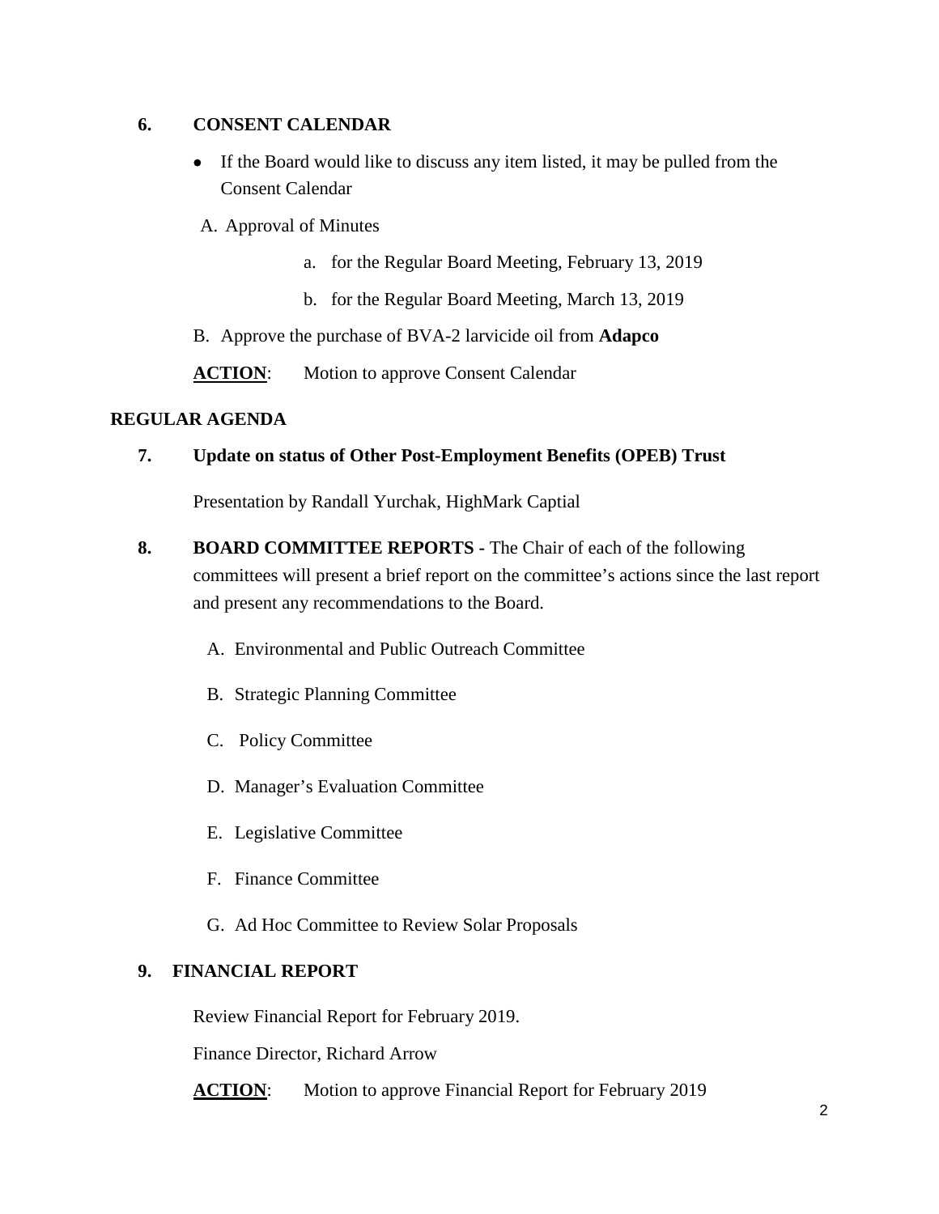**6. CONSENT CALENDAR**

- If the Board would like to discuss any item listed, it may be pulled from the Consent Calendar

A. Approval of Minutes

   a. for the Regular Board Meeting, February 13, 2019

   b. for the Regular Board Meeting, March 13, 2019

B. Approve the purchase of BVA-2 larvicide oil from **Adapco**

**ACTION**: Motion to approve Consent Calendar

**REGULAR AGENDA**

**7. Update on status of Other Post-Employment Benefits (OPEB) Trust**

Presentation by Randall Yurchak, HighMark Captial

**8. BOARD COMMITTEE REPORTS -** The Chair of each of the following committees will present a brief report on the committee's actions since the last report and present any recommendations to the Board.

A. Environmental and Public Outreach Committee

B. Strategic Planning Committee

C. Policy Committee

D. Manager's Evaluation Committee

E. Legislative Committee

F. Finance Committee

G. Ad Hoc Committee to Review Solar Proposals

**9. FINANCIAL REPORT**

Review Financial Report for February 2019.

Finance Director, Richard Arrow

**ACTION**: Motion to approve Financial Report for February 2019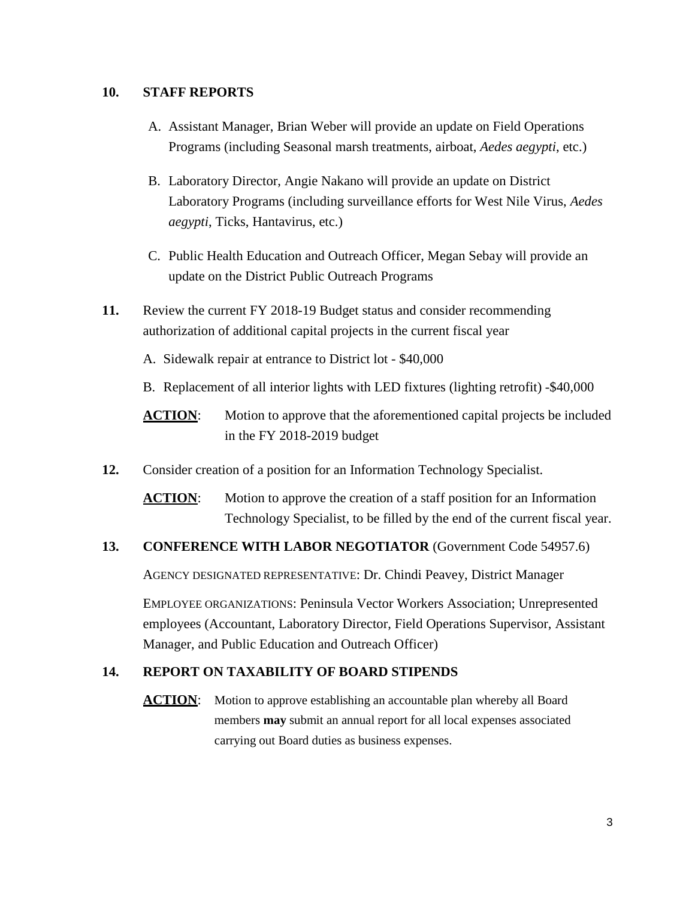**10. STAFF REPORTS**

A. Assistant Manager, Brian Weber will provide an update on Field Operations Programs (including Seasonal marsh treatments, airboat, *Aedes aegypti*, etc.)

B. Laboratory Director, Angie Nakano will provide an update on District Laboratory Programs (including surveillance efforts for West Nile Virus, *Aedes aegypti*, Ticks, Hantavirus, etc.)

C. Public Health Education and Outreach Officer, Megan Sebay will provide an update on the District Public Outreach Programs

**11.** Review the current FY 2018-19 Budget status and consider recommending authorization of additional capital projects in the current fiscal year

A. Sidewalk repair at entrance to District lot - $40,000

B. Replacement of all interior lights with LED fixtures (lighting retrofit) -$40,000

**ACTION**: Motion to approve that the aforementioned capital projects be included in the FY 2018-2019 budget

**12.** Consider creation of a position for an Information Technology Specialist.

**ACTION**: Motion to approve the creation of a staff position for an Information Technology Specialist, to be filled by the end of the current fiscal year.

**13. CONFERENCE WITH LABOR NEGOTIATOR** (Government Code 54957.6)

AGENCY DESIGNATED REPRESENTATIVE: Dr. Chindi Peavey, District Manager

EMPLOYEE ORGANIZATIONS: Peninsula Vector Workers Association; Unrepresented employees (Accountant, Laboratory Director, Field Operations Supervisor, Assistant Manager, and Public Education and Outreach Officer)

**14. REPORT ON TAXABILITY OF BOARD STIPENDS**

**ACTION**: Motion to approve establishing an accountable plan whereby all Board members **may** submit an annual report for all local expenses associated carrying out Board duties as business expenses.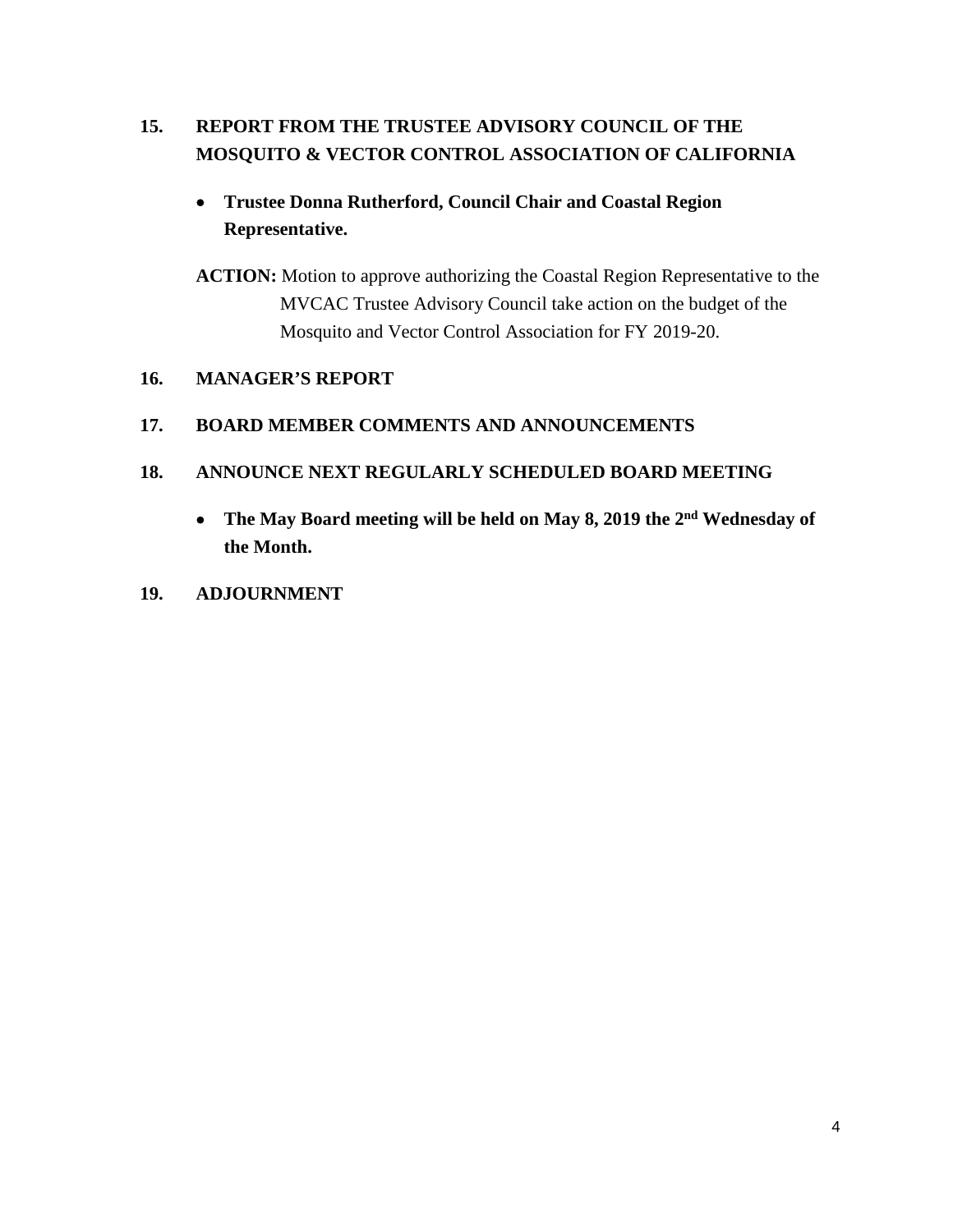**15. REPORT FROM THE TRUSTEE ADVISORY COUNCIL OF THE MOSQUITO & VECTOR CONTROL ASSOCIATION OF CALIFORNIA**

- **Trustee Donna Rutherford, Council Chair and Coastal Region Representative.**

**ACTION:** Motion to approve authorizing the Coastal Region Representative to the MVCAC Trustee Advisory Council take action on the budget of the Mosquito and Vector Control Association for FY 2019-20.

**16. MANAGER'S REPORT**

**17. BOARD MEMBER COMMENTS AND ANNOUNCEMENTS**

**18. ANNOUNCE NEXT REGULARLY SCHEDULED BOARD MEETING**

- **The May Board meeting will be held on May 8, 2019 the 2nd Wednesday of the Month.**

**19. ADJOURNMENT**